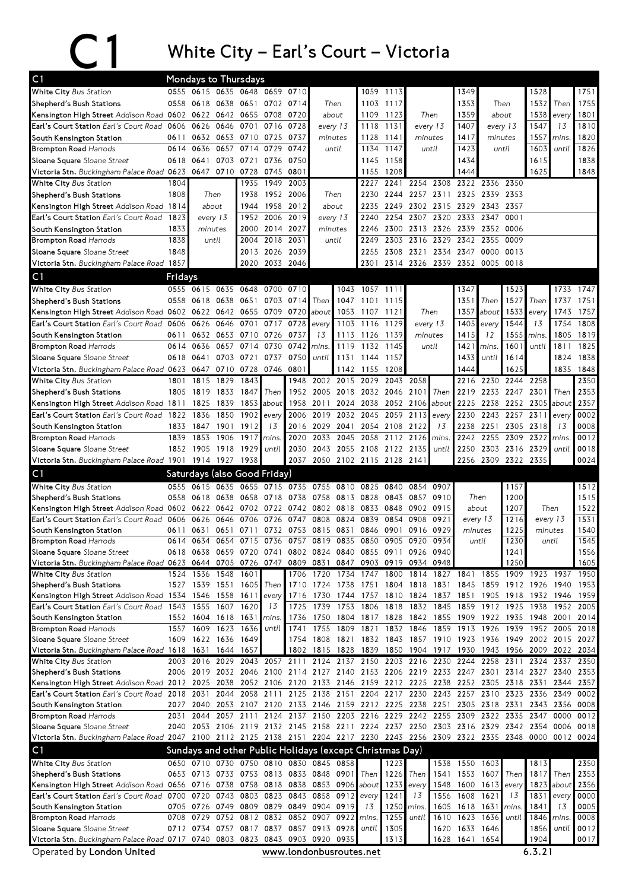# C1 White City – Earl's Court – Victoria

## Mondays to Thursdays

| C1 | | | | | | | | | | | | | | | | | |
|---|---|---|---|---|---|---|---|---|---|---|---|---|---|---|---|---|---|
| White City *Bus Station* | 0555 | 0615 | 0635 | 0648 | 0659 | 0710 | Then about every 13 minutes until | 1059 | 1113 | Then every 13 minutes until | 1349 | Then about every 13 minutes until | 1528 | Then every 13 mins. until | 1751 |
| Shepherd's Bush Stations | 0558 | 0618 | 0638 | 0651 | 0702 | 0714 | | 1103 | 1117 | | 1353 | | 1532 | | 1755 |
| Kensington High Street *Addison Road* | 0602 | 0622 | 0642 | 0655 | 0708 | 0720 | | 1109 | 1123 | | 1359 | | 1538 | | 1801 |
| Earl's Court Station *Earl's Court Road* | 0606 | 0626 | 0646 | 0701 | 0716 | 0728 | | 1118 | 1131 | | 1407 | | 1547 | | 1810 |
| South Kensington Station | 0611 | 0632 | 0653 | 0710 | 0725 | 0737 | | 1128 | 1141 | | 1417 | | 1557 | | 1820 |
| Brompton Road *Harrods* | 0614 | 0636 | 0657 | 0714 | 0729 | 0742 | | 1134 | 1147 | | 1423 | | 1603 | | 1826 |
| Sloane Square *Sloane Street* | 0618 | 0641 | 0703 | 0721 | 0736 | 0750 | | 1145 | 1158 | | 1434 | | 1615 | | 1838 |
| Victoria Stn. *Buckingham Palace Road* | 0623 | 0647 | 0710 | 0728 | 0745 | 0801 | | 1155 | 1208 | | 1444 | | 1625 | | 1848 |

| C1 | | | | | | | | | | | | | | | |
|---|---|---|---|---|---|---|---|---|---|---|---|---|---|---|---|
| White City *Bus Station* | 1804 | Then about every 13 minutes until | 1935 | 1949 | 2003 | Then about every 13 minutes until | 2227 | 2241 | 2254 | 2308 | 2322 | 2336 | 2350 |
| Shepherd's Bush Stations | 1808 | | 1938 | 1952 | 2006 | | 2230 | 2244 | 2257 | 2311 | 2325 | 2339 | 2353 |
| Kensington High Street *Addison Road* | 1814 | | 1944 | 1958 | 2012 | | 2235 | 2249 | 2302 | 2315 | 2329 | 2343 | 2357 |
| Earl's Court Station *Earl's Court Road* | 1823 | | 1952 | 2006 | 2019 | | 2240 | 2254 | 2307 | 2320 | 2333 | 2347 | 0001 |
| South Kensington Station | 1833 | | 2000 | 2014 | 2027 | | 2246 | 2300 | 2313 | 2326 | 2339 | 2352 | 0006 |
| Brompton Road *Harrods* | 1838 | | 2004 | 2018 | 2031 | | 2249 | 2303 | 2316 | 2329 | 2342 | 2355 | 0009 |
| Sloane Square *Sloane Street* | 1848 | | 2013 | 2026 | 2039 | | 2255 | 2308 | 2321 | 2334 | 2347 | 0000 | 0013 |
| Victoria Stn. *Buckingham Palace Road* | 1857 | | 2020 | 2033 | 2046 | | 2301 | 2314 | 2326 | 2339 | 2352 | 0005 | 0018 |

## Fridays

| C1 | | | | | | | | | | | | | | | | | | | |
|---|---|---|---|---|---|---|---|---|---|---|---|---|---|---|---|---|---|---|---|
| White City *Bus Station* | 0555 | 0615 | 0635 | 0648 | 0700 | 0710 | Then about every 13 mins. until | 1043 | 1057 | 1111 | Then every 13 minutes until | 1347 | Then about every 12 mins. until | 1523 | Then every 13 mins. until | 1733 | 1747 |
| Shepherd's Bush Stations | 0558 | 0618 | 0638 | 0651 | 0703 | 0714 | | 1047 | 1101 | 1115 | | 1351 | | 1527 | | 1737 | 1751 |
| Kensington High Street *Addison Road* | 0602 | 0622 | 0642 | 0655 | 0709 | 0720 | | 1053 | 1107 | 1121 | | 1357 | | 1533 | | 1743 | 1757 |
| Earl's Court Station *Earl's Court Road* | 0606 | 0626 | 0646 | 0701 | 0717 | 0728 | | 1103 | 1116 | 1129 | | 1405 | | 1544 | | 1754 | 1808 |
| South Kensington Station | 0611 | 0632 | 0653 | 0710 | 0726 | 0737 | | 1113 | 1126 | 1139 | | 1415 | | 1555 | | 1805 | 1819 |
| Brompton Road *Harrods* | 0614 | 0636 | 0657 | 0714 | 0730 | 0742 | | 1119 | 1132 | 1145 | | 1421 | | 1601 | | 1811 | 1825 |
| Sloane Square *Sloane Street* | 0618 | 0641 | 0703 | 0721 | 0737 | 0750 | | 1131 | 1144 | 1157 | | 1433 | | 1614 | | 1824 | 1838 |
| Victoria Stn. *Buckingham Palace Road* | 0623 | 0647 | 0710 | 0728 | 0746 | 0801 | | 1142 | 1155 | 1208 | | 1444 | | 1625 | | 1835 | 1848 |

| C1 | | | | | | | | | | | | | | | | | | | | |
|---|---|---|---|---|---|---|---|---|---|---|---|---|---|---|---|---|---|---|---|---|
| White City *Bus Station* | 1801 | 1815 | 1829 | 1843 | Then about every 13 mins. until | 1948 | 2002 | 2015 | 2029 | 2043 | 2058 | Then about every 13 mins. until | 2216 | 2230 | 2244 | 2258 | Then about every 13 mins. until | 2350 |
| Shepherd's Bush Stations | 1805 | 1819 | 1833 | 1847 | | 1952 | 2005 | 2018 | 2032 | 2046 | 2101 | | 2219 | 2233 | 2247 | 2301 | | 2353 |
| Kensington High Street *Addison Road* | 1811 | 1825 | 1839 | 1853 | | 1958 | 2011 | 2024 | 2038 | 2052 | 2106 | | 2225 | 2238 | 2252 | 2305 | | 2357 |
| Earl's Court Station *Earl's Court Road* | 1822 | 1836 | 1850 | 1902 | | 2006 | 2019 | 2032 | 2045 | 2059 | 2113 | | 2230 | 2243 | 2257 | 2311 | | 0002 |
| South Kensington Station | 1833 | 1847 | 1901 | 1912 | | 2016 | 2029 | 2041 | 2054 | 2108 | 2122 | | 2238 | 2251 | 2305 | 2318 | | 0008 |
| Brompton Road *Harrods* | 1839 | 1853 | 1906 | 1917 | | 2020 | 2033 | 2045 | 2058 | 2112 | 2126 | | 2242 | 2255 | 2309 | 2322 | | 0012 |
| Sloane Square *Sloane Street* | 1852 | 1905 | 1918 | 1929 | | 2030 | 2043 | 2055 | 2108 | 2122 | 2135 | | 2250 | 2303 | 2316 | 2329 | | 0018 |
| Victoria Stn. *Buckingham Palace Road* | 1901 | 1914 | 1927 | 1938 | | 2037 | 2050 | 2102 | 2115 | 2128 | 2141 | | 2256 | 2309 | 2322 | 2335 | | 0024 |

## Saturdays (also Good Friday)

| C1 | | | | | | | | | | | | | | | | | |
|---|---|---|---|---|---|---|---|---|---|---|---|---|---|---|---|---|---|
| White City *Bus Station* | 0555 | 0615 | 0635 | 0655 | 0715 | 0735 | 0755 | 0810 | 0825 | 0840 | 0854 | 0907 | Then about every 13 minutes until | 1157 | Then every 13 minutes until | 1512 |
| Shepherd's Bush Stations | 0558 | 0618 | 0638 | 0658 | 0718 | 0738 | 0758 | 0813 | 0828 | 0843 | 0857 | 0910 | | 1200 | | 1515 |
| Kensington High Street *Addison Road* | 0602 | 0622 | 0642 | 0702 | 0722 | 0742 | 0802 | 0818 | 0833 | 0848 | 0902 | 0915 | | 1207 | | 1522 |
| Earl's Court Station *Earl's Court Road* | 0606 | 0626 | 0646 | 0706 | 0726 | 0747 | 0808 | 0824 | 0839 | 0854 | 0908 | 0921 | | 1216 | | 1531 |
| South Kensington Station | 0611 | 0631 | 0651 | 0711 | 0732 | 0753 | 0815 | 0831 | 0846 | 0901 | 0916 | 0929 | | 1225 | | 1540 |
| Brompton Road *Harrods* | 0614 | 0634 | 0654 | 0715 | 0736 | 0757 | 0819 | 0835 | 0850 | 0905 | 0920 | 0934 | | 1230 | | 1545 |
| Sloane Square *Sloane Street* | 0618 | 0638 | 0659 | 0720 | 0741 | 0802 | 0824 | 0840 | 0855 | 0911 | 0926 | 0940 | | 1241 | | 1556 |
| Victoria Stn. *Buckingham Palace Road* | 0623 | 0644 | 0705 | 0726 | 0747 | 0809 | 0831 | 0847 | 0903 | 0919 | 0934 | 0948 | | 1250 | | 1605 |

| C1 | | | | | | | | | | | | | | | | | | | |
|---|---|---|---|---|---|---|---|---|---|---|---|---|---|---|---|---|---|---|---|
| White City *Bus Station* | 1524 | 1536 | 1548 | 1601 | Then every 13 mins. until | 1706 | 1720 | 1734 | 1747 | 1800 | 1814 | 1827 | 1841 | 1855 | 1909 | 1923 | 1937 | 1950 |
| Shepherd's Bush Stations | 1527 | 1539 | 1551 | 1605 | | 1710 | 1724 | 1738 | 1751 | 1804 | 1818 | 1831 | 1845 | 1859 | 1912 | 1926 | 1940 | 1953 |
| Kensington High Street *Addison Road* | 1534 | 1546 | 1558 | 1611 | | 1716 | 1730 | 1744 | 1757 | 1810 | 1824 | 1837 | 1851 | 1905 | 1918 | 1932 | 1946 | 1959 |
| Earl's Court Station *Earl's Court Road* | 1543 | 1555 | 1607 | 1620 | | 1725 | 1739 | 1753 | 1806 | 1818 | 1832 | 1845 | 1859 | 1912 | 1925 | 1938 | 1952 | 2005 |
| South Kensington Station | 1552 | 1604 | 1618 | 1631 | | 1736 | 1750 | 1804 | 1817 | 1828 | 1842 | 1855 | 1909 | 1922 | 1935 | 1948 | 2001 | 2014 |
| Brompton Road *Harrods* | 1557 | 1609 | 1623 | 1636 | | 1741 | 1755 | 1809 | 1821 | 1832 | 1846 | 1859 | 1913 | 1926 | 1939 | 1952 | 2005 | 2018 |
| Sloane Square *Sloane Street* | 1609 | 1622 | 1636 | 1649 | | 1754 | 1808 | 1821 | 1832 | 1843 | 1857 | 1910 | 1923 | 1936 | 1949 | 2002 | 2015 | 2027 |
| Victoria Stn. *Buckingham Palace Road* | 1618 | 1631 | 1644 | 1657 | | 1802 | 1815 | 1828 | 1839 | 1850 | 1904 | 1917 | 1930 | 1943 | 1956 | 2009 | 2022 | 2034 |

| C1 | | | | | | | | | | | | | | | | | | |
|---|---|---|---|---|---|---|---|---|---|---|---|---|---|---|---|---|---|---|
| White City *Bus Station* | 2003 | 2016 | 2029 | 2043 | 2057 | 2111 | 2124 | 2137 | 2150 | 2203 | 2216 | 2230 | 2244 | 2258 | 2311 | 2324 | 2337 | 2350 |
| Shepherd's Bush Stations | 2006 | 2019 | 2032 | 2046 | 2100 | 2114 | 2127 | 2140 | 2153 | 2206 | 2219 | 2233 | 2247 | 2301 | 2314 | 2327 | 2340 | 2353 |
| Kensington High Street *Addison Road* | 2012 | 2025 | 2038 | 2052 | 2106 | 2120 | 2133 | 2146 | 2159 | 2212 | 2225 | 2238 | 2252 | 2305 | 2318 | 2331 | 2344 | 2357 |
| Earl's Court Station *Earl's Court Road* | 2018 | 2031 | 2044 | 2058 | 2111 | 2125 | 2138 | 2151 | 2204 | 2217 | 2230 | 2243 | 2257 | 2310 | 2323 | 2336 | 2349 | 0002 |
| South Kensington Station | 2027 | 2040 | 2053 | 2107 | 2120 | 2133 | 2146 | 2159 | 2212 | 2225 | 2238 | 2251 | 2305 | 2318 | 2331 | 2343 | 2356 | 0008 |
| Brompton Road *Harrods* | 2031 | 2044 | 2057 | 2111 | 2124 | 2137 | 2150 | 2203 | 2216 | 2229 | 2242 | 2255 | 2309 | 2322 | 2335 | 2347 | 0000 | 0012 |
| Sloane Square *Sloane Street* | 2040 | 2053 | 2106 | 2119 | 2132 | 2145 | 2158 | 2211 | 2224 | 2237 | 2250 | 2303 | 2316 | 2329 | 2342 | 2354 | 0006 | 0018 |
| Victoria Stn. *Buckingham Palace Road* | 2047 | 2100 | 2112 | 2125 | 2138 | 2151 | 2204 | 2217 | 2230 | 2243 | 2256 | 2309 | 2322 | 2335 | 2348 | 0000 | 0012 | 0024 |

## Sundays and other Public Holidays (except Christmas Day)

| C1 | | | | | | | | | | | | | | | | | | | |
|---|---|---|---|---|---|---|---|---|---|---|---|---|---|---|---|---|---|---|---|
| White City *Bus Station* | 0650 | 0710 | 0730 | 0750 | 0810 | 0830 | 0845 | 0858 | Then about every 13 mins. until | 1223 | Then every 13 mins. until | 1538 | 1550 | 1603 | Then every 13 mins. until | 1813 | Then about every 13 mins. until | 2350 |
| Shepherd's Bush Stations | 0653 | 0713 | 0733 | 0753 | 0813 | 0833 | 0848 | 0901 | | 1226 | | 1541 | 1553 | 1607 | | 1817 | | 2353 |
| Kensington High Street *Addison Road* | 0656 | 0716 | 0738 | 0758 | 0818 | 0838 | 0853 | 0906 | | 1233 | | 1548 | 1600 | 1613 | | 1823 | | 2356 |
| Earl's Court Station *Earl's Court Road* | 0700 | 0720 | 0743 | 0803 | 0823 | 0843 | 0858 | 0912 | | 1241 | | 1556 | 1608 | 1621 | | 1831 | | 0000 |
| South Kensington Station | 0705 | 0726 | 0749 | 0809 | 0829 | 0849 | 0904 | 0919 | | 1250 | | 1605 | 1618 | 1631 | | 1841 | | 0005 |
| Brompton Road *Harrods* | 0708 | 0729 | 0752 | 0812 | 0832 | 0852 | 0907 | 0922 | | 1255 | | 1610 | 1623 | 1636 | | 1846 | | 0008 |
| Sloane Square *Sloane Street* | 0712 | 0734 | 0757 | 0817 | 0837 | 0857 | 0913 | 0928 | | 1305 | | 1620 | 1633 | 1646 | | 1856 | | 0012 |
| Victoria Stn. *Buckingham Palace Road* | 0717 | 0740 | 0803 | 0823 | 0843 | 0903 | 0920 | 0935 | | 1313 | | 1628 | 1641 | 1654 | | 1904 | | 0017 |

Operated by **London United** www.londonbusroutes.net 6.3.21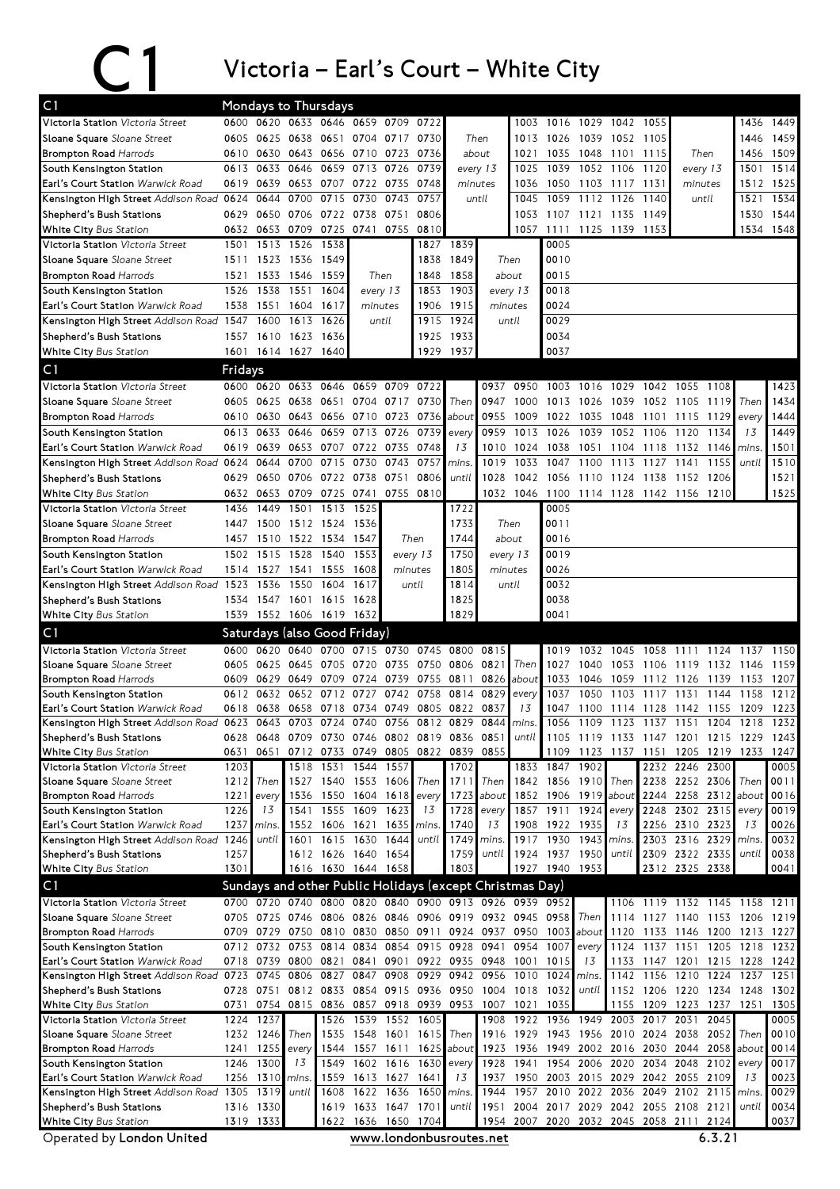# C1 Victoria – Earl's Court – White City

## C1 Mondays to Thursdays

| | | | | | | | | | | | | | | | | |
|---|---|---|---|---|---|---|---|---|---|---|---|---|---|---|---|---|
| **Victoria Station** *Victoria Street* | 0600 | 0620 | 0633 | 0646 | 0659 | 0709 | 0722 | Then | 1003 | 1016 | 1029 | 1042 | 1055 | | 1436 | 1449 |
| **Sloane Square** *Sloane Street* | 0605 | 0625 | 0638 | 0651 | 0704 | 0717 | 0730 | about | 1013 | 1026 | 1039 | 1052 | 1105 | | 1446 | 1459 |
| **Brompton Road** *Harrods* | 0610 | 0630 | 0643 | 0656 | 0710 | 0723 | 0736 | every 13 | 1021 | 1035 | 1048 | 1101 | 1115 | Then | 1456 | 1509 |
| **South Kensington Station** | 0613 | 0633 | 0646 | 0659 | 0713 | 0726 | 0739 | minutes | 1025 | 1039 | 1052 | 1106 | 1120 | every 13 | 1501 | 1514 |
| **Earl's Court Station** *Warwick Road* | 0619 | 0639 | 0653 | 0707 | 0722 | 0735 | 0748 | until | 1036 | 1050 | 1103 | 1117 | 1131 | minutes | 1512 | 1525 |
| **Kensington High Street** *Addison Road* | 0624 | 0644 | 0700 | 0715 | 0730 | 0743 | 0757 | | 1045 | 1059 | 1112 | 1126 | 1140 | until | 1521 | 1534 |
| **Shepherd's Bush Stations** | 0629 | 0650 | 0706 | 0722 | 0738 | 0751 | 0806 | | 1053 | 1107 | 1121 | 1135 | 1149 | | 1530 | 1544 |
| **White City** *Bus Station* | 0632 | 0653 | 0709 | 0725 | 0741 | 0755 | 0810 | | 1057 | 1111 | 1125 | 1139 | 1153 | | 1534 | 1548 |

| | | | | | | | | | |
|---|---|---|---|---|---|---|---|---|---|
| **Victoria Station** *Victoria Street* | 1501 | 1513 | 1526 | 1538 | | 1827 | 1839 | | 0005 |
| **Sloane Square** *Sloane Street* | 1511 | 1523 | 1536 | 1549 | | 1838 | 1849 | Then | 0010 |
| **Brompton Road** *Harrods* | 1521 | 1533 | 1546 | 1559 | Then | 1848 | 1858 | about | 0015 |
| **South Kensington Station** | 1526 | 1538 | 1551 | 1604 | every 13 | 1853 | 1903 | every 13 | 0018 |
| **Earl's Court Station** *Warwick Road* | 1538 | 1551 | 1604 | 1617 | minutes | 1906 | 1915 | minutes | 0024 |
| **Kensington High Street** *Addison Road* | 1547 | 1600 | 1613 | 1626 | until | 1915 | 1924 | until | 0029 |
| **Shepherd's Bush Stations** | 1557 | 1610 | 1623 | 1636 | | 1925 | 1933 | | 0034 |
| **White City** *Bus Station* | 1601 | 1614 | 1627 | 1640 | | 1929 | 1937 | | 0037 |

## C1 Fridays

| | | | | | | | | | | | | | | | | | |
|---|---|---|---|---|---|---|---|---|---|---|---|---|---|---|---|---|---|
| **Victoria Station** *Victoria Street* | 0600 | 0620 | 0633 | 0646 | 0659 | 0709 | 0722 | | 0937 | 0950 | 1003 | 1016 | 1029 | 1042 | 1055 | 1108 | | 1423 |
| **Sloane Square** *Sloane Street* | 0605 | 0625 | 0638 | 0651 | 0704 | 0717 | 0730 | Then | 0947 | 1000 | 1013 | 1026 | 1039 | 1052 | 1105 | 1119 | Then | 1434 |
| **Brompton Road** *Harrods* | 0610 | 0630 | 0643 | 0656 | 0710 | 0723 | 0736 | about | 0955 | 1009 | 1022 | 1035 | 1048 | 1101 | 1115 | 1129 | every | 1444 |
| **South Kensington Station** | 0613 | 0633 | 0646 | 0659 | 0713 | 0726 | 0739 | every | 0959 | 1013 | 1026 | 1039 | 1052 | 1106 | 1120 | 1134 | 13 | 1449 |
| **Earl's Court Station** *Warwick Road* | 0619 | 0639 | 0653 | 0707 | 0722 | 0735 | 0748 | 13 | 1010 | 1024 | 1038 | 1051 | 1104 | 1118 | 1132 | 1146 | mins. | 1501 |
| **Kensington High Street** *Addison Road* | 0624 | 0644 | 0700 | 0715 | 0730 | 0743 | 0757 | mins. | 1019 | 1033 | 1047 | 1100 | 1113 | 1127 | 1141 | 1155 | until | 1510 |
| **Shepherd's Bush Stations** | 0629 | 0650 | 0706 | 0722 | 0738 | 0751 | 0806 | until | 1028 | 1042 | 1056 | 1110 | 1124 | 1138 | 1152 | 1206 | | 1521 |
| **White City** *Bus Station* | 0632 | 0653 | 0709 | 0725 | 0741 | 0755 | 0810 | | 1032 | 1046 | 1100 | 1114 | 1128 | 1142 | 1156 | 1210 | | 1525 |

| | | | | | | | | | |
|---|---|---|---|---|---|---|---|---|---|
| **Victoria Station** *Victoria Street* | 1436 | 1449 | 1501 | 1513 | 1525 | | 1722 | | 0005 |
| **Sloane Square** *Sloane Street* | 1447 | 1500 | 1512 | 1524 | 1536 | | 1733 | Then | 0011 |
| **Brompton Road** *Harrods* | 1457 | 1510 | 1522 | 1534 | 1547 | Then | 1744 | about | 0016 |
| **South Kensington Station** | 1502 | 1515 | 1528 | 1540 | 1553 | every 13 | 1750 | every 13 | 0019 |
| **Earl's Court Station** *Warwick Road* | 1514 | 1527 | 1541 | 1555 | 1608 | minutes | 1805 | minutes | 0026 |
| **Kensington High Street** *Addison Road* | 1523 | 1536 | 1550 | 1604 | 1617 | until | 1814 | until | 0032 |
| **Shepherd's Bush Stations** | 1534 | 1547 | 1601 | 1615 | 1628 | | 1825 | | 0038 |
| **White City** *Bus Station* | 1539 | 1552 | 1606 | 1619 | 1632 | | 1829 | | 0041 |

## C1 Saturdays (also Good Friday)

| | | | | | | | | | | | | | | | | | |
|---|---|---|---|---|---|---|---|---|---|---|---|---|---|---|---|---|---|
| **Victoria Station** *Victoria Street* | 0600 | 0620 | 0640 | 0700 | 0715 | 0730 | 0745 | 0800 | 0815 | | 1019 | 1032 | 1045 | 1058 | 1111 | 1124 | 1137 | 1150 |
| **Sloane Square** *Sloane Street* | 0605 | 0625 | 0645 | 0705 | 0720 | 0735 | 0750 | 0806 | 0821 | Then | 1027 | 1040 | 1053 | 1106 | 1119 | 1132 | 1146 | 1159 |
| **Brompton Road** *Harrods* | 0609 | 0629 | 0649 | 0709 | 0724 | 0739 | 0755 | 0811 | 0826 | about | 1033 | 1046 | 1059 | 1112 | 1126 | 1139 | 1153 | 1207 |
| **South Kensington Station** | 0612 | 0632 | 0652 | 0712 | 0727 | 0742 | 0758 | 0814 | 0829 | every | 1037 | 1050 | 1103 | 1117 | 1131 | 1144 | 1158 | 1212 |
| **Earl's Court Station** *Warwick Road* | 0618 | 0638 | 0658 | 0718 | 0734 | 0749 | 0805 | 0822 | 0837 | 13 | 1047 | 1100 | 1114 | 1128 | 1142 | 1155 | 1209 | 1223 |
| **Kensington High Street** *Addison Road* | 0623 | 0643 | 0703 | 0724 | 0740 | 0756 | 0812 | 0829 | 0844 | mins. | 1056 | 1109 | 1123 | 1137 | 1151 | 1204 | 1218 | 1232 |
| **Shepherd's Bush Stations** | 0628 | 0648 | 0709 | 0730 | 0746 | 0802 | 0819 | 0836 | 0851 | until | 1105 | 1119 | 1133 | 1147 | 1201 | 1215 | 1229 | 1243 |
| **White City** *Bus Station* | 0631 | 0651 | 0712 | 0733 | 0749 | 0805 | 0822 | 0839 | 0855 | | 1109 | 1123 | 1137 | 1151 | 1205 | 1219 | 1233 | 1247 |

| | | | | | | | | | | | | | | | | | | |
|---|---|---|---|---|---|---|---|---|---|---|---|---|---|---|---|---|---|---|
| **Victoria Station** *Victoria Street* | 1203 | | 1518 | 1531 | 1544 | 1557 | | 1702 | | 1833 | 1847 | 1902 | | 2232 | 2246 | 2300 | | 0005 |
| **Sloane Square** *Sloane Street* | 1212 | Then | 1527 | 1540 | 1553 | 1606 | Then | 1711 | Then | 1842 | 1856 | 1910 | Then | 2238 | 2252 | 2306 | Then | 0011 |
| **Brompton Road** *Harrods* | 1221 | every | 1536 | 1550 | 1604 | 1618 | every | 1723 | about | 1852 | 1906 | 1919 | about | 2244 | 2258 | 2312 | about | 0016 |
| **South Kensington Station** | 1226 | 13 | 1541 | 1555 | 1609 | 1623 | 13 | 1728 | every | 1857 | 1911 | 1924 | every | 2248 | 2302 | 2315 | every | 0019 |
| **Earl's Court Station** *Warwick Road* | 1237 | mins. | 1552 | 1606 | 1621 | 1635 | mins. | 1740 | 13 | 1908 | 1922 | 1935 | 13 | 2256 | 2310 | 2323 | 13 | 0026 |
| **Kensington High Street** *Addison Road* | 1246 | until | 1601 | 1615 | 1630 | 1644 | until | 1749 | mins. | 1917 | 1930 | 1943 | mins. | 2303 | 2316 | 2329 | mins. | 0032 |
| **Shepherd's Bush Stations** | 1257 | | 1612 | 1626 | 1640 | 1654 | | 1759 | until | 1924 | 1937 | 1950 | until | 2309 | 2322 | 2335 | until | 0038 |
| **White City** *Bus Station* | 1301 | | 1616 | 1630 | 1644 | 1658 | | 1803 | | 1927 | 1940 | 1953 | | 2312 | 2325 | 2338 | | 0041 |

## C1 Sundays and other Public Holidays (except Christmas Day)

| | | | | | | | | | | | | | | | | | | |
|---|---|---|---|---|---|---|---|---|---|---|---|---|---|---|---|---|---|---|
| **Victoria Station** *Victoria Street* | 0700 | 0720 | 0740 | 0800 | 0820 | 0840 | 0900 | 0913 | 0926 | 0939 | 0952 | | 1106 | 1119 | 1132 | 1145 | 1158 | 1211 |
| **Sloane Square** *Sloane Street* | 0705 | 0725 | 0746 | 0806 | 0826 | 0846 | 0906 | 0919 | 0932 | 0945 | 0958 | Then | 1114 | 1127 | 1140 | 1153 | 1206 | 1219 |
| **Brompton Road** *Harrods* | 0709 | 0729 | 0750 | 0810 | 0830 | 0850 | 0911 | 0924 | 0937 | 0950 | 1003 | about | 1120 | 1133 | 1146 | 1200 | 1213 | 1227 |
| **South Kensington Station** | 0712 | 0732 | 0753 | 0814 | 0834 | 0854 | 0915 | 0928 | 0941 | 0954 | 1007 | every | 1124 | 1137 | 1151 | 1205 | 1218 | 1232 |
| **Earl's Court Station** *Warwick Road* | 0718 | 0739 | 0800 | 0821 | 0841 | 0901 | 0922 | 0935 | 0948 | 1001 | 1015 | 13 | 1133 | 1147 | 1201 | 1215 | 1228 | 1242 |
| **Kensington High Street** *Addison Road* | 0723 | 0745 | 0806 | 0827 | 0847 | 0908 | 0929 | 0942 | 0956 | 1010 | 1024 | mins. | 1142 | 1156 | 1210 | 1224 | 1237 | 1251 |
| **Shepherd's Bush Stations** | 0728 | 0751 | 0812 | 0833 | 0854 | 0915 | 0936 | 0950 | 1004 | 1018 | 1032 | until | 1152 | 1206 | 1220 | 1234 | 1248 | 1302 |
| **White City** *Bus Station* | 0731 | 0754 | 0815 | 0836 | 0857 | 0918 | 0939 | 0953 | 1007 | 1021 | 1035 | | 1155 | 1209 | 1223 | 1237 | 1251 | 1305 |

| | | | | | | | | | | | | | | | | | | |
|---|---|---|---|---|---|---|---|---|---|---|---|---|---|---|---|---|---|---|
| **Victoria Station** *Victoria Street* | 1224 | 1237 | | 1526 | 1539 | 1552 | 1605 | | 1908 | 1922 | 1936 | 1949 | 2003 | 2017 | 2031 | 2045 | | 0005 |
| **Sloane Square** *Sloane Street* | 1232 | 1246 | Then | 1535 | 1548 | 1601 | 1615 | Then | 1916 | 1929 | 1943 | 1956 | 2010 | 2024 | 2038 | 2052 | Then | 0010 |
| **Brompton Road** *Harrods* | 1241 | 1255 | every | 1544 | 1557 | 1611 | 1625 | about | 1923 | 1936 | 1949 | 2002 | 2016 | 2030 | 2044 | 2058 | about | 0014 |
| **South Kensington Station** | 1246 | 1300 | 13 | 1549 | 1602 | 1616 | 1630 | every | 1928 | 1941 | 1954 | 2006 | 2020 | 2034 | 2048 | 2102 | every | 0017 |
| **Earl's Court Station** *Warwick Road* | 1256 | 1310 | mins. | 1559 | 1613 | 1627 | 1641 | 13 | 1937 | 1950 | 2003 | 2015 | 2029 | 2042 | 2055 | 2109 | 13 | 0023 |
| **Kensington High Street** *Addison Road* | 1305 | 1319 | until | 1608 | 1622 | 1636 | 1650 | mins. | 1944 | 1957 | 2010 | 2022 | 2036 | 2049 | 2102 | 2115 | mins. | 0029 |
| **Shepherd's Bush Stations** | 1316 | 1330 | | 1619 | 1633 | 1647 | 1701 | until | 1951 | 2004 | 2017 | 2029 | 2042 | 2055 | 2108 | 2121 | until | 0034 |
| **White City** *Bus Station* | 1319 | 1333 | | 1622 | 1636 | 1650 | 1704 | | 1954 | 2007 | 2020 | 2032 | 2045 | 2058 | 2111 | 2124 | | 0037 |

Operated by **London United** www.londonbusroutes.net 6.3.21